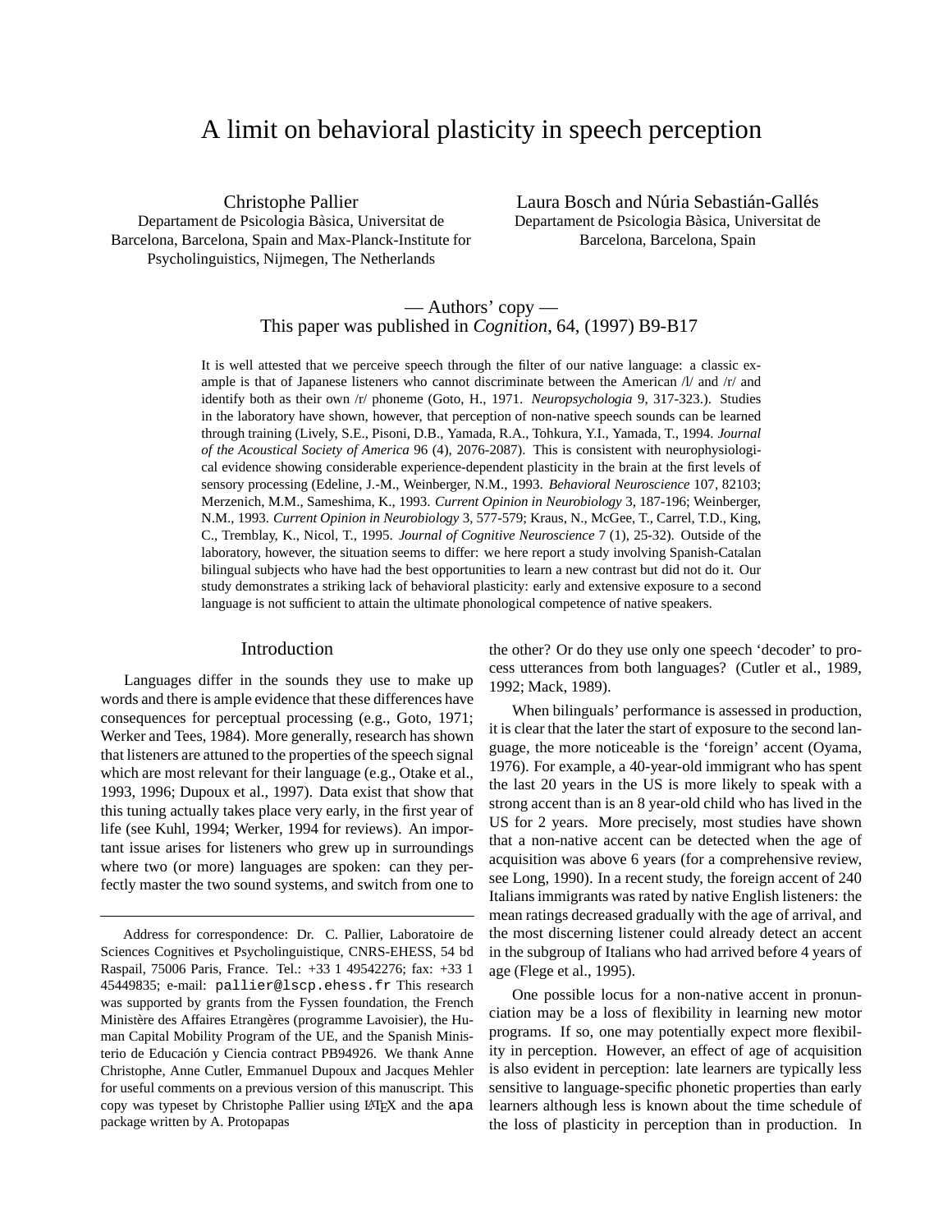# A limit on behavioral plasticity in speech perception

Christophe Pallier
Departament de Psicologia Bàsica, Universitat de Barcelona, Barcelona, Spain and Max-Planck-Institute for Psycholinguistics, Nijmegen, The Netherlands

Laura Bosch and Núria Sebastián-Gallés
Departament de Psicologia Bàsica, Universitat de Barcelona, Barcelona, Spain

— Authors' copy —
This paper was published in *Cognition*, 64, (1997) B9-B17

It is well attested that we perceive speech through the filter of our native language: a classic example is that of Japanese listeners who cannot discriminate between the American /l/ and /r/ and identify both as their own /r/ phoneme (Goto, H., 1971. *Neuropsychologia* 9, 317-323.). Studies in the laboratory have shown, however, that perception of non-native speech sounds can be learned through training (Lively, S.E., Pisoni, D.B., Yamada, R.A., Tohkura, Y.I., Yamada, T., 1994. *Journal of the Acoustical Society of America* 96 (4), 2076-2087). This is consistent with neurophysiological evidence showing considerable experience-dependent plasticity in the brain at the first levels of sensory processing (Edeline, J.-M., Weinberger, N.M., 1993. *Behavioral Neuroscience* 107, 82103; Merzenich, M.M., Sameshima, K., 1993. *Current Opinion in Neurobiology* 3, 187-196; Weinberger, N.M., 1993. *Current Opinion in Neurobiology* 3, 577-579; Kraus, N., McGee, T., Carrel, T.D., King, C., Tremblay, K., Nicol, T., 1995. *Journal of Cognitive Neuroscience* 7 (1), 25-32). Outside of the laboratory, however, the situation seems to differ: we here report a study involving Spanish-Catalan bilingual subjects who have had the best opportunities to learn a new contrast but did not do it. Our study demonstrates a striking lack of behavioral plasticity: early and extensive exposure to a second language is not sufficient to attain the ultimate phonological competence of native speakers.

## Introduction

Languages differ in the sounds they use to make up words and there is ample evidence that these differences have consequences for perceptual processing (e.g., Goto, 1971; Werker and Tees, 1984). More generally, research has shown that listeners are attuned to the properties of the speech signal which are most relevant for their language (e.g., Otake et al., 1993, 1996; Dupoux et al., 1997). Data exist that show that this tuning actually takes place very early, in the first year of life (see Kuhl, 1994; Werker, 1994 for reviews). An important issue arises for listeners who grew up in surroundings where two (or more) languages are spoken: can they perfectly master the two sound systems, and switch from one to the other? Or do they use only one speech 'decoder' to process utterances from both languages? (Cutler et al., 1989, 1992; Mack, 1989).

When bilinguals' performance is assessed in production, it is clear that the later the start of exposure to the second language, the more noticeable is the 'foreign' accent (Oyama, 1976). For example, a 40-year-old immigrant who has spent the last 20 years in the US is more likely to speak with a strong accent than is an 8 year-old child who has lived in the US for 2 years. More precisely, most studies have shown that a non-native accent can be detected when the age of acquisition was above 6 years (for a comprehensive review, see Long, 1990). In a recent study, the foreign accent of 240 Italians immigrants was rated by native English listeners: the mean ratings decreased gradually with the age of arrival, and the most discerning listener could already detect an accent in the subgroup of Italians who had arrived before 4 years of age (Flege et al., 1995).

One possible locus for a non-native accent in pronunciation may be a loss of flexibility in learning new motor programs. If so, one may potentially expect more flexibility in perception. However, an effect of age of acquisition is also evident in perception: late learners are typically less sensitive to language-specific phonetic properties than early learners although less is known about the time schedule of the loss of plasticity in perception than in production. In

---

Address for correspondence: Dr. C. Pallier, Laboratoire de Sciences Cognitives et Psycholinguistique, CNRS-EHESS, 54 bd Raspail, 75006 Paris, France. Tel.: +33 1 49542276; fax: +33 1 45449835; e-mail: pallier@lscp.ehess.fr This research was supported by grants from the Fyssen foundation, the French Ministère des Affaires Etrangères (programme Lavoisier), the Human Capital Mobility Program of the UE, and the Spanish Ministerio de Educación y Ciencia contract PB94926. We thank Anne Christophe, Anne Cutler, Emmanuel Dupoux and Jacques Mehler for useful comments on a previous version of this manuscript. This copy was typeset by Christophe Pallier using LaTeX and the apa package written by A. Protopapas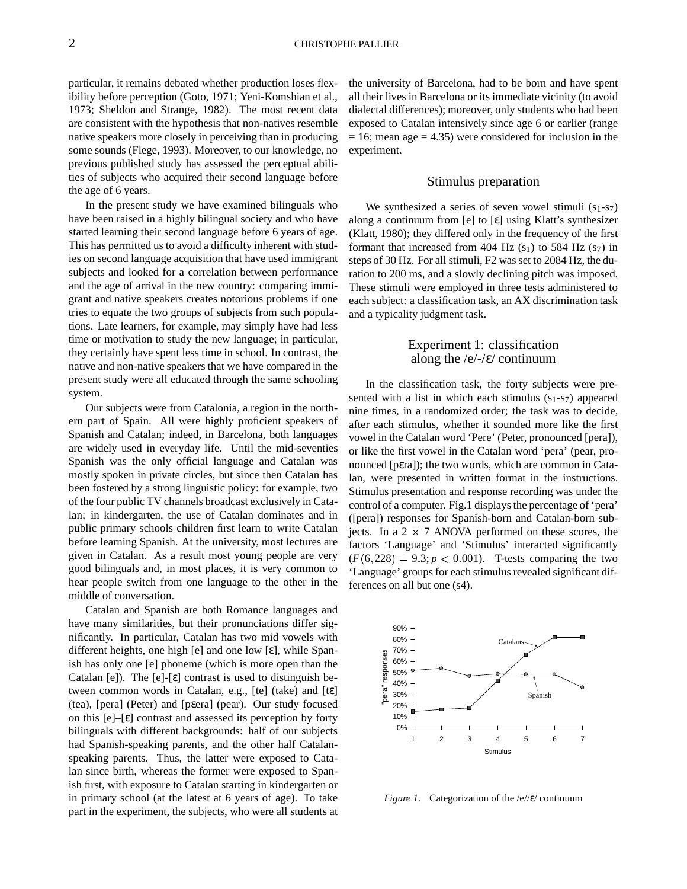particular, it remains debated whether production loses flexibility before perception (Goto, 1971; Yeni-Komshian et al., 1973; Sheldon and Strange, 1982). The most recent data are consistent with the hypothesis that non-natives resemble native speakers more closely in perceiving than in producing some sounds (Flege, 1993). Moreover, to our knowledge, no previous published study has assessed the perceptual abilities of subjects who acquired their second language before the age of 6 years.

In the present study we have examined bilinguals who have been raised in a highly bilingual society and who have started learning their second language before 6 years of age. This has permitted us to avoid a difficulty inherent with studies on second language acquisition that have used immigrant subjects and looked for a correlation between performance and the age of arrival in the new country: comparing immigrant and native speakers creates notorious problems if one tries to equate the two groups of subjects from such populations. Late learners, for example, may simply have had less time or motivation to study the new language; in particular, they certainly have spent less time in school. In contrast, the native and non-native speakers that we have compared in the present study were all educated through the same schooling system.

Our subjects were from Catalonia, a region in the northern part of Spain. All were highly proficient speakers of Spanish and Catalan; indeed, in Barcelona, both languages are widely used in everyday life. Until the mid-seventies Spanish was the only official language and Catalan was mostly spoken in private circles, but since then Catalan has been fostered by a strong linguistic policy: for example, two of the four public TV channels broadcast exclusively in Catalan; in kindergarten, the use of Catalan dominates and in public primary schools children first learn to write Catalan before learning Spanish. At the university, most lectures are given in Catalan. As a result most young people are very good bilinguals and, in most places, it is very common to hear people switch from one language to the other in the middle of conversation.

Catalan and Spanish are both Romance languages and have many similarities, but their pronunciations differ significantly. In particular, Catalan has two mid vowels with different heights, one high [e] and one low [ɛ], while Spanish has only one [e] phoneme (which is more open than the Catalan [e]). The [e]-[ɛ] contrast is used to distinguish between common words in Catalan, e.g., [te] (take) and [tɛ] (tea), [pera] (Peter) and [pɛera] (pear). Our study focused on this [e]–[ɛ] contrast and assessed its perception by forty bilinguals with different backgrounds: half of our subjects had Spanish-speaking parents, and the other half Catalan-speaking parents. Thus, the latter were exposed to Catalan since birth, whereas the former were exposed to Spanish first, with exposure to Catalan starting in kindergarten or in primary school (at the latest at 6 years of age). To take part in the experiment, the subjects, who were all students at the university of Barcelona, had to be born and have spent all their lives in Barcelona or its immediate vicinity (to avoid dialectal differences); moreover, only students who had been exposed to Catalan intensively since age 6 or earlier (range = 16; mean age = 4.35) were considered for inclusion in the experiment.

## Stimulus preparation

We synthesized a series of seven vowel stimuli ($s_1$-$s_7$) along a continuum from [e] to [ɛ] using Klatt's synthesizer (Klatt, 1980); they differed only in the frequency of the first formant that increased from 404 Hz ($s_1$) to 584 Hz ($s_7$) in steps of 30 Hz. For all stimuli, F2 was set to 2084 Hz, the duration to 200 ms, and a slowly declining pitch was imposed. These stimuli were employed in three tests administered to each subject: a classification task, an AX discrimination task and a typicality judgment task.

## Experiment 1: classification along the /e/-/ɛ/ continuum

In the classification task, the forty subjects were presented with a list in which each stimulus ($s_1$-$s_7$) appeared nine times, in a randomized order; the task was to decide, after each stimulus, whether it sounded more like the first vowel in the Catalan word 'Pere' (Peter, pronounced [pera]), or like the first vowel in the Catalan word 'pera' (pear, pronounced [pɛra]); the two words, which are common in Catalan, were presented in written format in the instructions. Stimulus presentation and response recording was under the control of a computer. Fig.1 displays the percentage of 'pera' ([pera]) responses for Spanish-born and Catalan-born subjects. In a 2 × 7 ANOVA performed on these scores, the factors 'Language' and 'Stimulus' interacted significantly ($F(6, 228) = 9.3; p < 0.001$). T-tests comparing the two 'Language' groups for each stimulus revealed significant differences on all but one (s4).

*Figure 1.* Categorization of the /e//ɛ/ continuum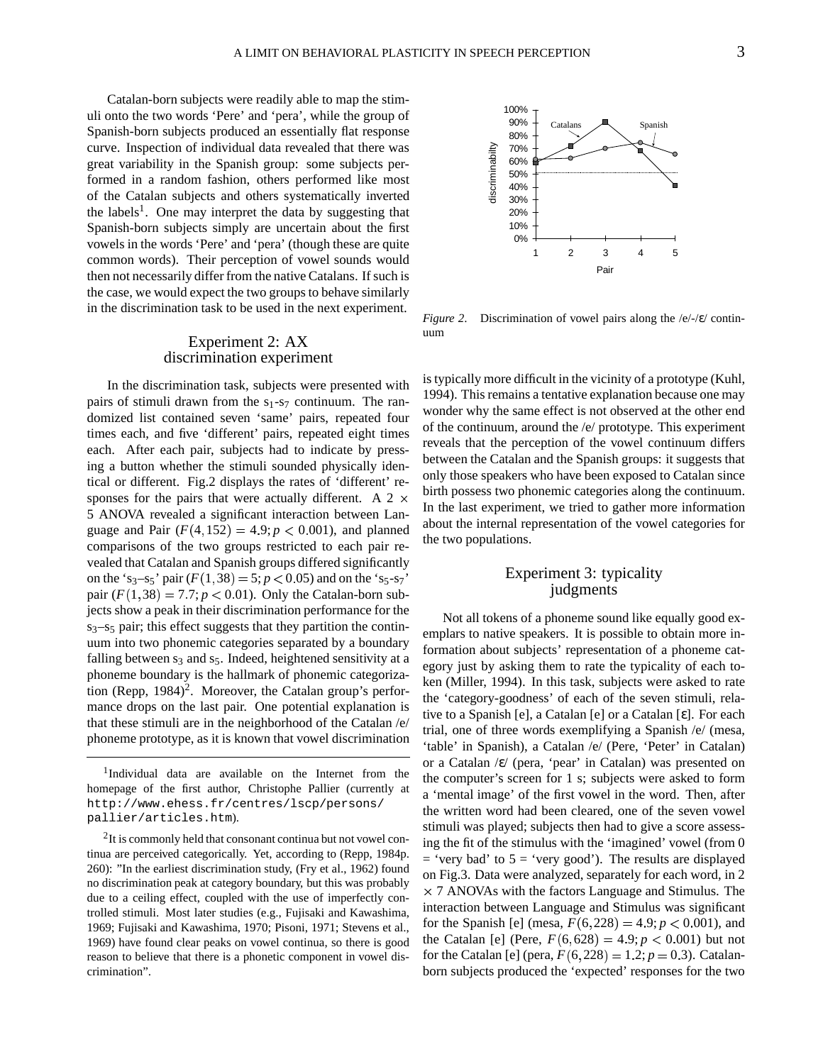Catalan-born subjects were readily able to map the stimuli onto the two words 'Pere' and 'pera', while the group of Spanish-born subjects produced an essentially flat response curve. Inspection of individual data revealed that there was great variability in the Spanish group: some subjects performed in a random fashion, others performed like most of the Catalan subjects and others systematically inverted the labels[1]. One may interpret the data by suggesting that Spanish-born subjects simply are uncertain about the first vowels in the words 'Pere' and 'pera' (though these are quite common words). Their perception of vowel sounds would then not necessarily differ from the native Catalans. If such is the case, we would expect the two groups to behave similarly in the discrimination task to be used in the next experiment.

## Experiment 2: AX discrimination experiment

In the discrimination task, subjects were presented with pairs of stimuli drawn from the $s_1$-$s_7$ continuum. The randomized list contained seven 'same' pairs, repeated four times each, and five 'different' pairs, repeated eight times each. After each pair, subjects had to indicate by pressing a button whether the stimuli sounded physically identical or different. Fig.2 displays the rates of 'different' responses for the pairs that were actually different. A $2 \times 5$ ANOVA revealed a significant interaction between Language and Pair ($F(4,152) = 4.9; p < 0.001$), and planned comparisons of the two groups restricted to each pair revealed that Catalan and Spanish groups differed significantly on the '$s_3$–$s_5$' pair ($F(1,38) = 5; p < 0.05$) and on the '$s_5$-$s_7$' pair ($F(1,38) = 7.7; p < 0.01$). Only the Catalan-born subjects show a peak in their discrimination performance for the $s_3$–$s_5$ pair; this effect suggests that they partition the continuum into two phonemic categories separated by a boundary falling between $s_3$ and $s_5$. Indeed, heightened sensitivity at a phoneme boundary is the hallmark of phonemic categorization (Repp, 1984)[2]. Moreover, the Catalan group's performance drops on the last pair. One potential explanation is that these stimuli are in the neighborhood of the Catalan /e/ phoneme prototype, as it is known that vowel discrimination is typically more difficult in the vicinity of a prototype (Kuhl, 1994). This remains a tentative explanation because one may wonder why the same effect is not observed at the other end of the continuum, around the /e/ prototype. This experiment reveals that the perception of the vowel continuum differs between the Catalan and the Spanish groups: it suggests that only those speakers who have been exposed to Catalan since birth possess two phonemic categories along the continuum. In the last experiment, we tried to gather more information about the internal representation of the vowel categories for the two populations.

*Figure 2.* Discrimination of vowel pairs along the /e/-/ɛ/ continuum

## Experiment 3: typicality judgments

Not all tokens of a phoneme sound like equally good exemplars to native speakers. It is possible to obtain more information about subjects' representation of a phoneme category just by asking them to rate the typicality of each token (Miller, 1994). In this task, subjects were asked to rate the 'category-goodness' of each of the seven stimuli, relative to a Spanish [e], a Catalan [e] or a Catalan [ɛ]. For each trial, one of three words exemplifying a Spanish /e/ (mesa, 'table' in Spanish), a Catalan /e/ (Pere, 'Peter' in Catalan) or a Catalan /ɛ/ (pera, 'pear' in Catalan) was presented on the computer's screen for 1 s; subjects were asked to form a 'mental image' of the first vowel in the word. Then, after the written word had been cleared, one of the seven vowel stimuli was played; subjects then had to give a score assessing the fit of the stimulus with the 'imagined' vowel (from 0 = 'very bad' to 5 = 'very good'). The results are displayed on Fig.3. Data were analyzed, separately for each word, in $2 \times 7$ ANOVAs with the factors Language and Stimulus. The interaction between Language and Stimulus was significant for the Spanish [e] (mesa, $F(6,228) = 4.9; p < 0.001$), and the Catalan [e] (Pere, $F(6,628) = 4.9; p < 0.001$) but not for the Catalan [e] (pera, $F(6,228) = 1.2; p = 0.3$). Catalan-born subjects produced the 'expected' responses for the two

---

[1] Individual data are available on the Internet from the homepage of the first author, Christophe Pallier (currently at `http://www.ehess.fr/centres/lscp/persons/pallier/articles.htm`).

[2] It is commonly held that consonant continua but not vowel continua are perceived categorically. Yet, according to (Repp, 1984p. 260): "In the earliest discrimination study, (Fry et al., 1962) found no discrimination peak at category boundary, but this was probably due to a ceiling effect, coupled with the use of imperfectly controlled stimuli. Most later studies (e.g., Fujisaki and Kawashima, 1969; Fujisaki and Kawashima, 1970; Pisoni, 1971; Stevens et al., 1969) have found clear peaks on vowel continua, so there is good reason to believe that there is a phonetic component in vowel discrimination".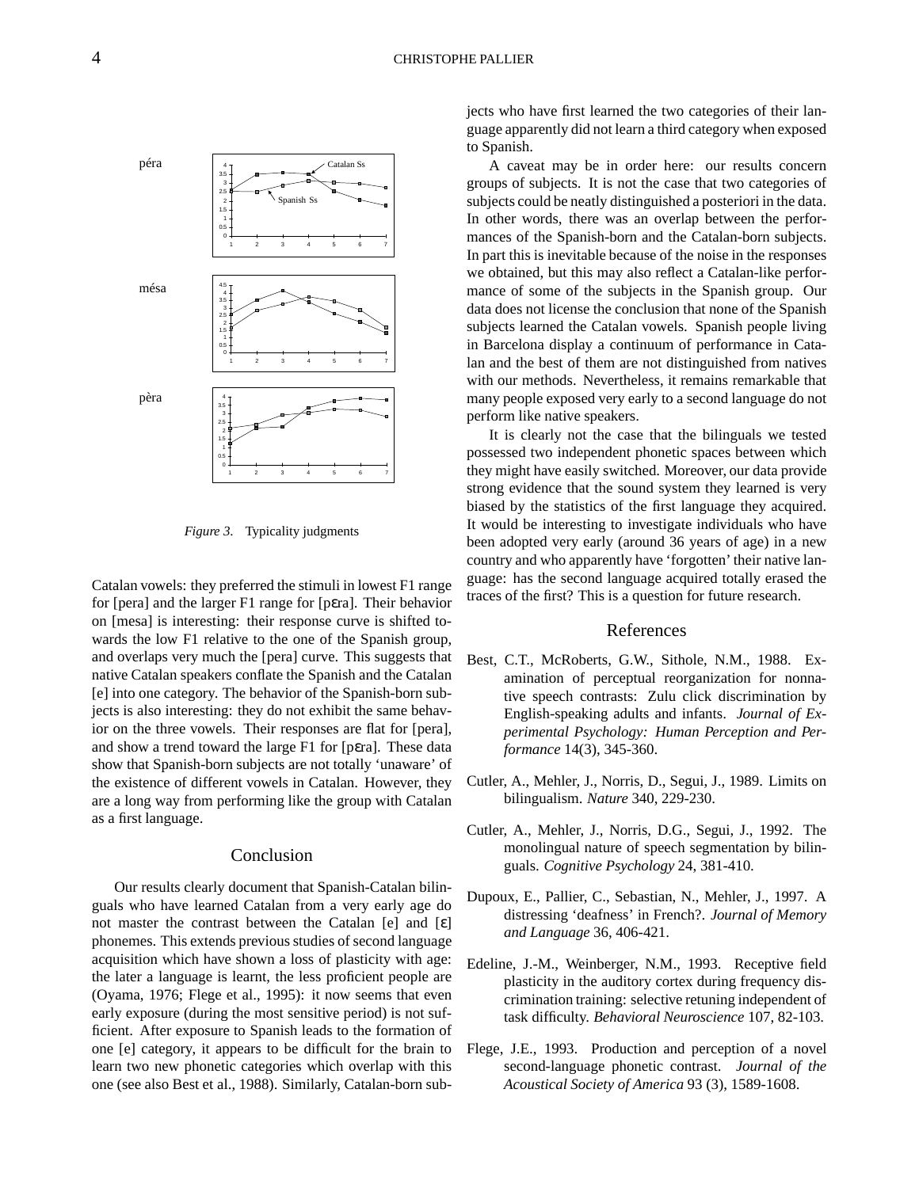*Figure 3*. Typicality judgments

Catalan vowels: they preferred the stimuli in lowest F1 range for [pera] and the larger F1 range for [pɛra]. Their behavior on [mesa] is interesting: their response curve is shifted towards the low F1 relative to the one of the Spanish group, and overlaps very much the [pera] curve. This suggests that native Catalan speakers conflate the Spanish and the Catalan [e] into one category. The behavior of the Spanish-born subjects is also interesting: they do not exhibit the same behavior on the three vowels. Their responses are flat for [pera], and show a trend toward the large F1 for [pɛra]. These data show that Spanish-born subjects are not totally 'unaware' of the existence of different vowels in Catalan. However, they are a long way from performing like the group with Catalan as a first language.

## Conclusion

Our results clearly document that Spanish-Catalan bilinguals who have learned Catalan from a very early age do not master the contrast between the Catalan [e] and [ɛ] phonemes. This extends previous studies of second language acquisition which have shown a loss of plasticity with age: the later a language is learnt, the less proficient people are (Oyama, 1976; Flege et al., 1995): it now seems that even early exposure (during the most sensitive period) is not sufficient. After exposure to Spanish leads to the formation of one [e] category, it appears to be difficult for the brain to learn two new phonetic categories which overlap with this one (see also Best et al., 1988). Similarly, Catalan-born subjects who have first learned the two categories of their language apparently did not learn a third category when exposed to Spanish.

A caveat may be in order here: our results concern groups of subjects. It is not the case that two categories of subjects could be neatly distinguished a posteriori in the data. In other words, there was an overlap between the performances of the Spanish-born and the Catalan-born subjects. In part this is inevitable because of the noise in the responses we obtained, but this may also reflect a Catalan-like performance of some of the subjects in the Spanish group. Our data does not license the conclusion that none of the Spanish subjects learned the Catalan vowels. Spanish people living in Barcelona display a continuum of performance in Catalan and the best of them are not distinguished from natives with our methods. Nevertheless, it remains remarkable that many people exposed very early to a second language do not perform like native speakers.

It is clearly not the case that the bilinguals we tested possessed two independent phonetic spaces between which they might have easily switched. Moreover, our data provide strong evidence that the sound system they learned is very biased by the statistics of the first language they acquired. It would be interesting to investigate individuals who have been adopted very early (around 36 years of age) in a new country and who apparently have 'forgotten' their native language: has the second language acquired totally erased the traces of the first? This is a question for future research.

## References

Best, C.T., McRoberts, G.W., Sithole, N.M., 1988. Examination of perceptual reorganization for nonnative speech contrasts: Zulu click discrimination by English-speaking adults and infants. *Journal of Experimental Psychology: Human Perception and Performance* 14(3), 345-360.

Cutler, A., Mehler, J., Norris, D., Segui, J., 1989. Limits on bilingualism. *Nature* 340, 229-230.

Cutler, A., Mehler, J., Norris, D.G., Segui, J., 1992. The monolingual nature of speech segmentation by bilinguals. *Cognitive Psychology* 24, 381-410.

Dupoux, E., Pallier, C., Sebastian, N., Mehler, J., 1997. A distressing 'deafness' in French?. *Journal of Memory and Language* 36, 406-421.

Edeline, J.-M., Weinberger, N.M., 1993. Receptive field plasticity in the auditory cortex during frequency discrimination training: selective retuning independent of task difficulty. *Behavioral Neuroscience* 107, 82-103.

Flege, J.E., 1993. Production and perception of a novel second-language phonetic contrast. *Journal of the Acoustical Society of America* 93 (3), 1589-1608.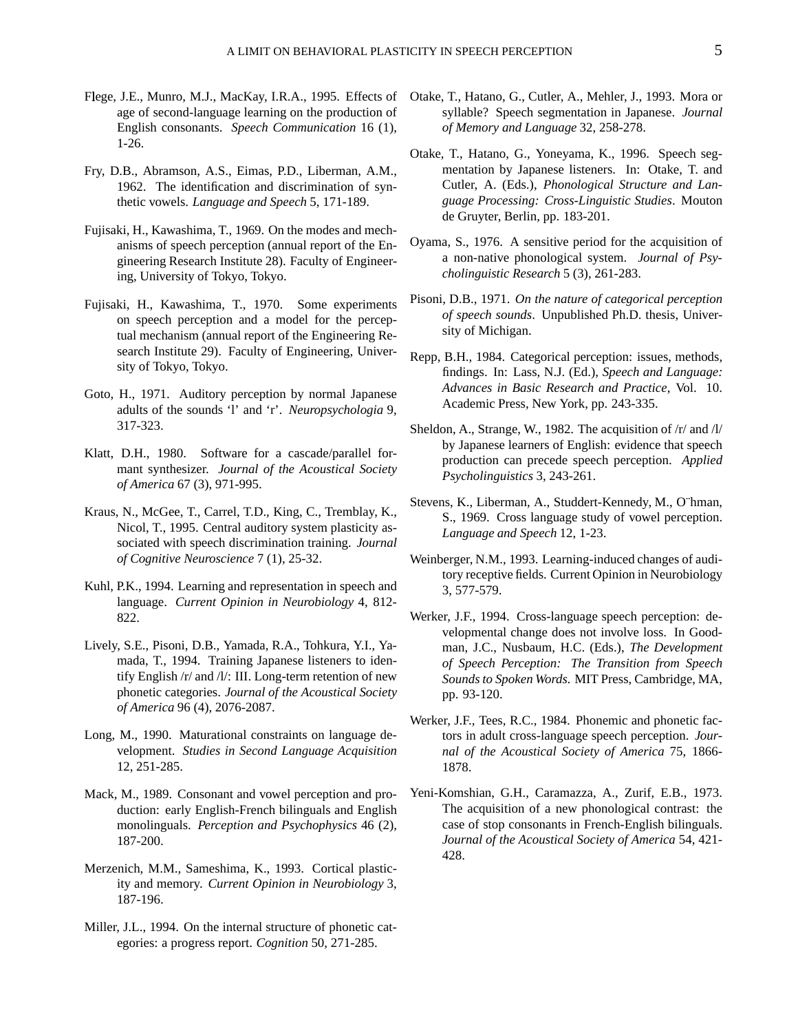Flege, J.E., Munro, M.J., MacKay, I.R.A., 1995. Effects of age of second-language learning on the production of English consonants. *Speech Communication* 16 (1), 1-26.

Fry, D.B., Abramson, A.S., Eimas, P.D., Liberman, A.M., 1962. The identification and discrimination of synthetic vowels. *Language and Speech* 5, 171-189.

Fujisaki, H., Kawashima, T., 1969. On the modes and mechanisms of speech perception (annual report of the Engineering Research Institute 28). Faculty of Engineering, University of Tokyo, Tokyo.

Fujisaki, H., Kawashima, T., 1970. Some experiments on speech perception and a model for the perceptual mechanism (annual report of the Engineering Research Institute 29). Faculty of Engineering, University of Tokyo, Tokyo.

Goto, H., 1971. Auditory perception by normal Japanese adults of the sounds 'l' and 'r'. *Neuropsychologia* 9, 317-323.

Klatt, D.H., 1980. Software for a cascade/parallel formant synthesizer. *Journal of the Acoustical Society of America* 67 (3), 971-995.

Kraus, N., McGee, T., Carrel, T.D., King, C., Tremblay, K., Nicol, T., 1995. Central auditory system plasticity associated with speech discrimination training. *Journal of Cognitive Neuroscience* 7 (1), 25-32.

Kuhl, P.K., 1994. Learning and representation in speech and language. *Current Opinion in Neurobiology* 4, 812-822.

Lively, S.E., Pisoni, D.B., Yamada, R.A., Tohkura, Y.I., Yamada, T., 1994. Training Japanese listeners to identify English /r/ and /l/: III. Long-term retention of new phonetic categories. *Journal of the Acoustical Society of America* 96 (4), 2076-2087.

Long, M., 1990. Maturational constraints on language development. *Studies in Second Language Acquisition* 12, 251-285.

Mack, M., 1989. Consonant and vowel perception and production: early English-French bilinguals and English monolinguals. *Perception and Psychophysics* 46 (2), 187-200.

Merzenich, M.M., Sameshima, K., 1993. Cortical plasticity and memory. *Current Opinion in Neurobiology* 3, 187-196.

Miller, J.L., 1994. On the internal structure of phonetic categories: a progress report. *Cognition* 50, 271-285.

Otake, T., Hatano, G., Cutler, A., Mehler, J., 1993. Mora or syllable? Speech segmentation in Japanese. *Journal of Memory and Language* 32, 258-278.

Otake, T., Hatano, G., Yoneyama, K., 1996. Speech segmentation by Japanese listeners. In: Otake, T. and Cutler, A. (Eds.), *Phonological Structure and Language Processing: Cross-Linguistic Studies*. Mouton de Gruyter, Berlin, pp. 183-201.

Oyama, S., 1976. A sensitive period for the acquisition of a non-native phonological system. *Journal of Psycholinguistic Research* 5 (3), 261-283.

Pisoni, D.B., 1971. *On the nature of categorical perception of speech sounds*. Unpublished Ph.D. thesis, University of Michigan.

Repp, B.H., 1984. Categorical perception: issues, methods, findings. In: Lass, N.J. (Ed.), *Speech and Language: Advances in Basic Research and Practice*, Vol. 10. Academic Press, New York, pp. 243-335.

Sheldon, A., Strange, W., 1982. The acquisition of /r/ and /l/ by Japanese learners of English: evidence that speech production can precede speech perception. *Applied Psycholinguistics* 3, 243-261.

Stevens, K., Liberman, A., Studdert-Kennedy, M., Öhman, S., 1969. Cross language study of vowel perception. *Language and Speech* 12, 1-23.

Weinberger, N.M., 1993. Learning-induced changes of auditory receptive fields. Current Opinion in Neurobiology 3, 577-579.

Werker, J.F., 1994. Cross-language speech perception: developmental change does not involve loss. In Goodman, J.C., Nusbaum, H.C. (Eds.), *The Development of Speech Perception: The Transition from Speech Sounds to Spoken Words*. MIT Press, Cambridge, MA, pp. 93-120.

Werker, J.F., Tees, R.C., 1984. Phonemic and phonetic factors in adult cross-language speech perception. *Journal of the Acoustical Society of America* 75, 1866-1878.

Yeni-Komshian, G.H., Caramazza, A., Zurif, E.B., 1973. The acquisition of a new phonological contrast: the case of stop consonants in French-English bilinguals. *Journal of the Acoustical Society of America* 54, 421-428.